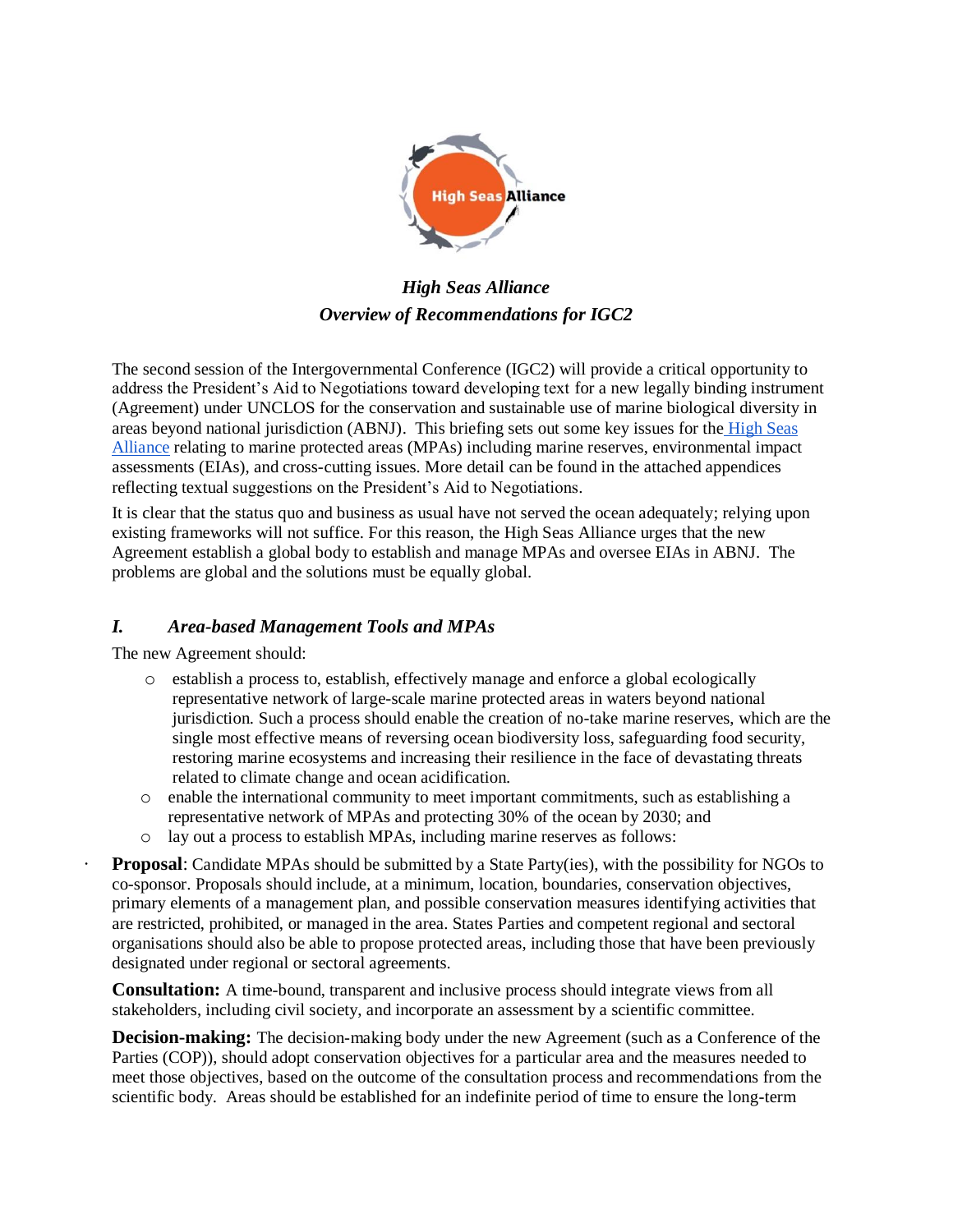# *High Seas Alliance*
## *Overview of Recommendations for IGC2*

The second session of the Intergovernmental Conference (IGC2) will provide a critical opportunity to address the President's Aid to Negotiations toward developing text for a new legally binding instrument (Agreement) under UNCLOS for the conservation and sustainable use of marine biological diversity in areas beyond national jurisdiction (ABNJ). This briefing sets out some key issues for the High Seas Alliance relating to marine protected areas (MPAs) including marine reserves, environmental impact assessments (EIAs), and cross-cutting issues. More detail can be found in the attached appendices reflecting textual suggestions on the President's Aid to Negotiations.

It is clear that the status quo and business as usual have not served the ocean adequately; relying upon existing frameworks will not suffice. For this reason, the High Seas Alliance urges that the new Agreement establish a global body to establish and manage MPAs and oversee EIAs in ABNJ. The problems are global and the solutions must be equally global.

### *I. Area-based Management Tools and MPAs*

The new Agreement should:

- establish a process to, establish, effectively manage and enforce a global ecologically representative network of large-scale marine protected areas in waters beyond national jurisdiction. Such a process should enable the creation of no-take marine reserves, which are the single most effective means of reversing ocean biodiversity loss, safeguarding food security, restoring marine ecosystems and increasing their resilience in the face of devastating threats related to climate change and ocean acidification.
- enable the international community to meet important commitments, such as establishing a representative network of MPAs and protecting 30% of the ocean by 2030; and
- lay out a process to establish MPAs, including marine reserves as follows:

- **Proposal**: Candidate MPAs should be submitted by a State Party(ies), with the possibility for NGOs to co-sponsor. Proposals should include, at a minimum, location, boundaries, conservation objectives, primary elements of a management plan, and possible conservation measures identifying activities that are restricted, prohibited, or managed in the area. States Parties and competent regional and sectoral organisations should also be able to propose protected areas, including those that have been previously designated under regional or sectoral agreements.

**Consultation:** A time-bound, transparent and inclusive process should integrate views from all stakeholders, including civil society, and incorporate an assessment by a scientific committee.

**Decision-making:** The decision-making body under the new Agreement (such as a Conference of the Parties (COP)), should adopt conservation objectives for a particular area and the measures needed to meet those objectives, based on the outcome of the consultation process and recommendations from the scientific body. Areas should be established for an indefinite period of time to ensure the long-term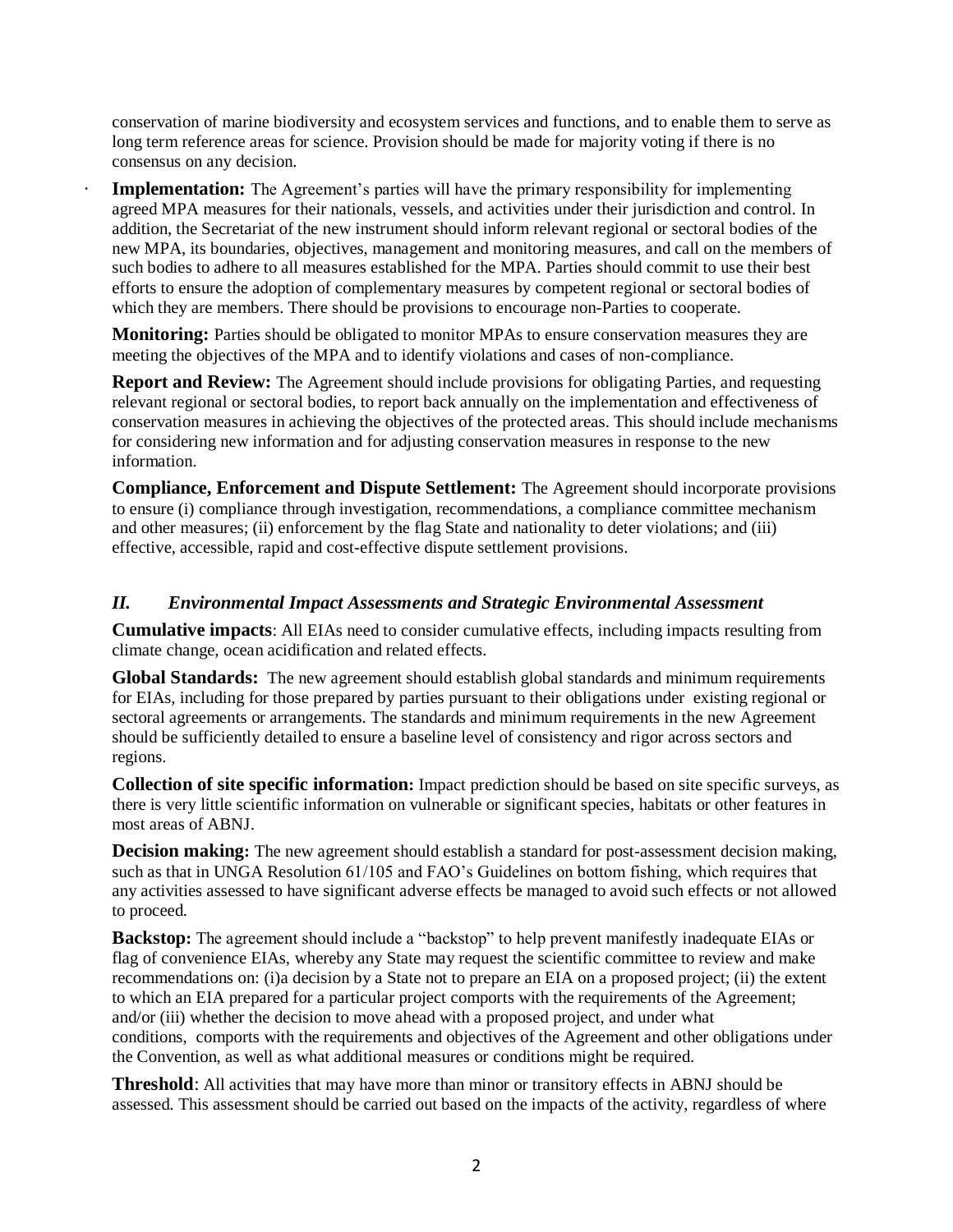conservation of marine biodiversity and ecosystem services and functions, and to enable them to serve as long term reference areas for science. Provision should be made for majority voting if there is no consensus on any decision.

- **Implementation:** The Agreement's parties will have the primary responsibility for implementing agreed MPA measures for their nationals, vessels, and activities under their jurisdiction and control. In addition, the Secretariat of the new instrument should inform relevant regional or sectoral bodies of the new MPA, its boundaries, objectives, management and monitoring measures, and call on the members of such bodies to adhere to all measures established for the MPA. Parties should commit to use their best efforts to ensure the adoption of complementary measures by competent regional or sectoral bodies of which they are members. There should be provisions to encourage non-Parties to cooperate.

**Monitoring:** Parties should be obligated to monitor MPAs to ensure conservation measures they are meeting the objectives of the MPA and to identify violations and cases of non-compliance.

**Report and Review:** The Agreement should include provisions for obligating Parties, and requesting relevant regional or sectoral bodies, to report back annually on the implementation and effectiveness of conservation measures in achieving the objectives of the protected areas. This should include mechanisms for considering new information and for adjusting conservation measures in response to the new information.

**Compliance, Enforcement and Dispute Settlement:** The Agreement should incorporate provisions to ensure (i) compliance through investigation, recommendations, a compliance committee mechanism and other measures; (ii) enforcement by the flag State and nationality to deter violations; and (iii) effective, accessible, rapid and cost-effective dispute settlement provisions.

## *II. Environmental Impact Assessments and Strategic Environmental Assessment*

**Cumulative impacts**: All EIAs need to consider cumulative effects, including impacts resulting from climate change, ocean acidification and related effects.

**Global Standards:** The new agreement should establish global standards and minimum requirements for EIAs, including for those prepared by parties pursuant to their obligations under existing regional or sectoral agreements or arrangements. The standards and minimum requirements in the new Agreement should be sufficiently detailed to ensure a baseline level of consistency and rigor across sectors and regions.

**Collection of site specific information:** Impact prediction should be based on site specific surveys, as there is very little scientific information on vulnerable or significant species, habitats or other features in most areas of ABNJ.

**Decision making:** The new agreement should establish a standard for post-assessment decision making, such as that in UNGA Resolution 61/105 and FAO's Guidelines on bottom fishing, which requires that any activities assessed to have significant adverse effects be managed to avoid such effects or not allowed to proceed.

**Backstop:** The agreement should include a "backstop" to help prevent manifestly inadequate EIAs or flag of convenience EIAs, whereby any State may request the scientific committee to review and make recommendations on: (i)a decision by a State not to prepare an EIA on a proposed project; (ii) the extent to which an EIA prepared for a particular project comports with the requirements of the Agreement; and/or (iii) whether the decision to move ahead with a proposed project, and under what conditions, comports with the requirements and objectives of the Agreement and other obligations under the Convention, as well as what additional measures or conditions might be required.

**Threshold**: All activities that may have more than minor or transitory effects in ABNJ should be assessed. This assessment should be carried out based on the impacts of the activity, regardless of where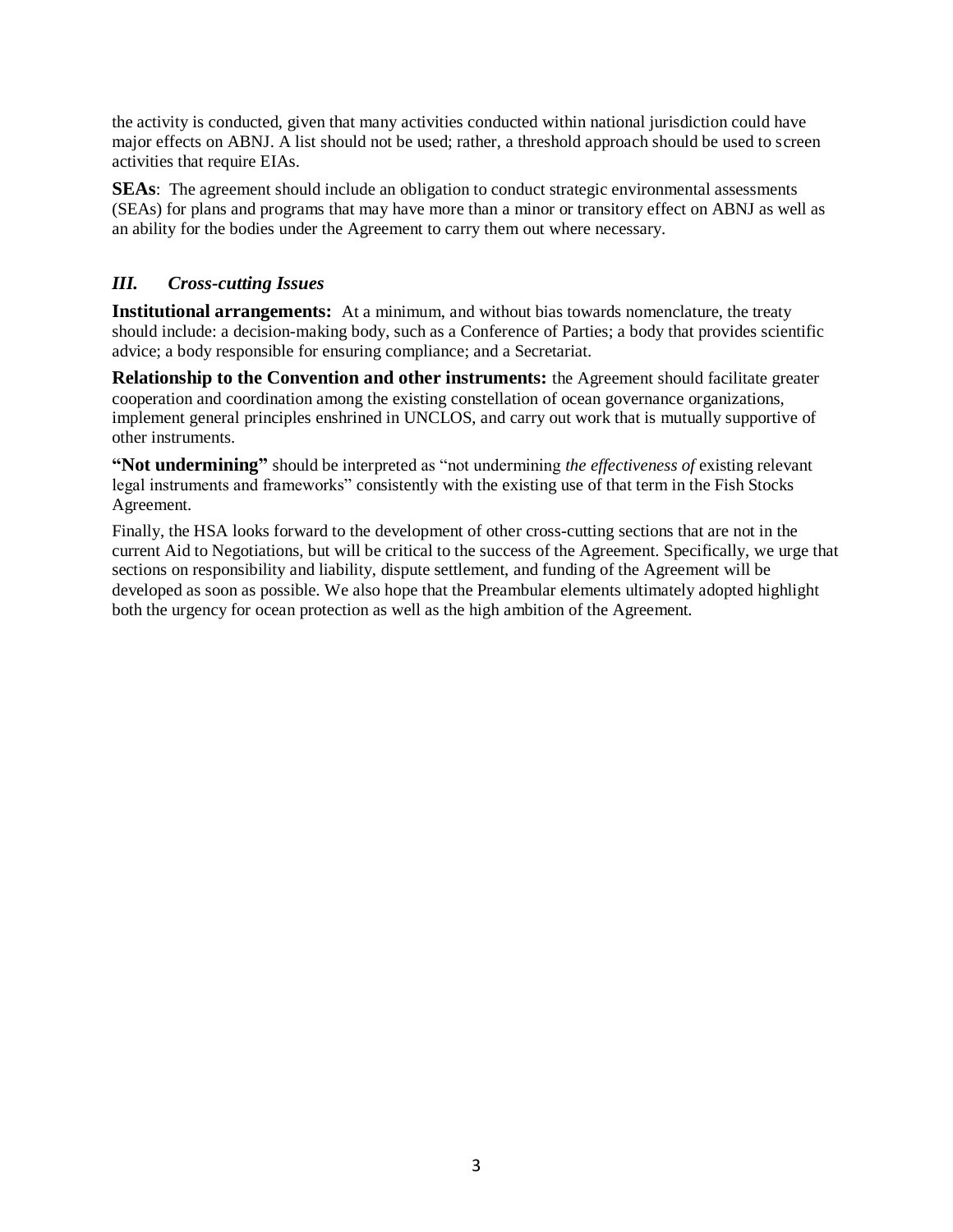the activity is conducted, given that many activities conducted within national jurisdiction could have major effects on ABNJ. A list should not be used; rather, a threshold approach should be used to screen activities that require EIAs.

**SEAs**: The agreement should include an obligation to conduct strategic environmental assessments (SEAs) for plans and programs that may have more than a minor or transitory effect on ABNJ as well as an ability for the bodies under the Agreement to carry them out where necessary.

## *III. Cross-cutting Issues*

**Institutional arrangements:** At a minimum, and without bias towards nomenclature, the treaty should include: a decision-making body, such as a Conference of Parties; a body that provides scientific advice; a body responsible for ensuring compliance; and a Secretariat.

**Relationship to the Convention and other instruments:** the Agreement should facilitate greater cooperation and coordination among the existing constellation of ocean governance organizations, implement general principles enshrined in UNCLOS, and carry out work that is mutually supportive of other instruments.

**"Not undermining"** should be interpreted as "not undermining *the effectiveness of* existing relevant legal instruments and frameworks" consistently with the existing use of that term in the Fish Stocks Agreement.

Finally, the HSA looks forward to the development of other cross-cutting sections that are not in the current Aid to Negotiations, but will be critical to the success of the Agreement. Specifically, we urge that sections on responsibility and liability, dispute settlement, and funding of the Agreement will be developed as soon as possible. We also hope that the Preambular elements ultimately adopted highlight both the urgency for ocean protection as well as the high ambition of the Agreement.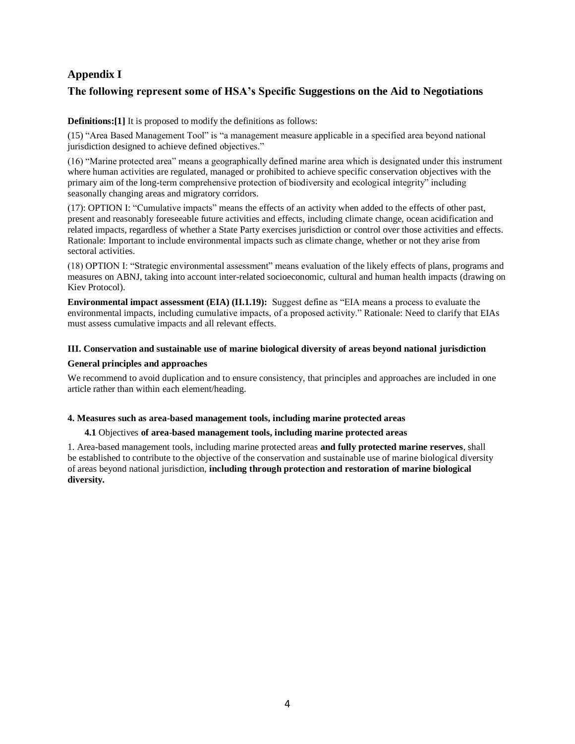## Appendix I

## The following represent some of HSA's Specific Suggestions on the Aid to Negotiations

**Definitions:[1]** It is proposed to modify the definitions as follows:

(15) "Area Based Management Tool" is "a management measure applicable in a specified area beyond national jurisdiction designed to achieve defined objectives."

(16) "Marine protected area" means a geographically defined marine area which is designated under this instrument where human activities are regulated, managed or prohibited to achieve specific conservation objectives with the primary aim of the long-term comprehensive protection of biodiversity and ecological integrity" including seasonally changing areas and migratory corridors.

(17): OPTION I: "Cumulative impacts" means the effects of an activity when added to the effects of other past, present and reasonably foreseeable future activities and effects, including climate change, ocean acidification and related impacts, regardless of whether a State Party exercises jurisdiction or control over those activities and effects. Rationale: Important to include environmental impacts such as climate change, whether or not they arise from sectoral activities.

(18) OPTION I: "Strategic environmental assessment" means evaluation of the likely effects of plans, programs and measures on ABNJ, taking into account inter-related socioeconomic, cultural and human health impacts (drawing on Kiev Protocol).

**Environmental impact assessment (EIA) (II.1.19):** Suggest define as "EIA means a process to evaluate the environmental impacts, including cumulative impacts, of a proposed activity." Rationale: Need to clarify that EIAs must assess cumulative impacts and all relevant effects.

#### III. Conservation and sustainable use of marine biological diversity of areas beyond national jurisdiction

#### General principles and approaches

We recommend to avoid duplication and to ensure consistency, that principles and approaches are included in one article rather than within each element/heading.

#### 4. Measures such as area-based management tools, including marine protected areas

**4.1** Objectives **of area-based management tools, including marine protected areas**

1. Area-based management tools, including marine protected areas **and fully protected marine reserves**, shall be established to contribute to the objective of the conservation and sustainable use of marine biological diversity of areas beyond national jurisdiction, **including through protection and restoration of marine biological diversity.**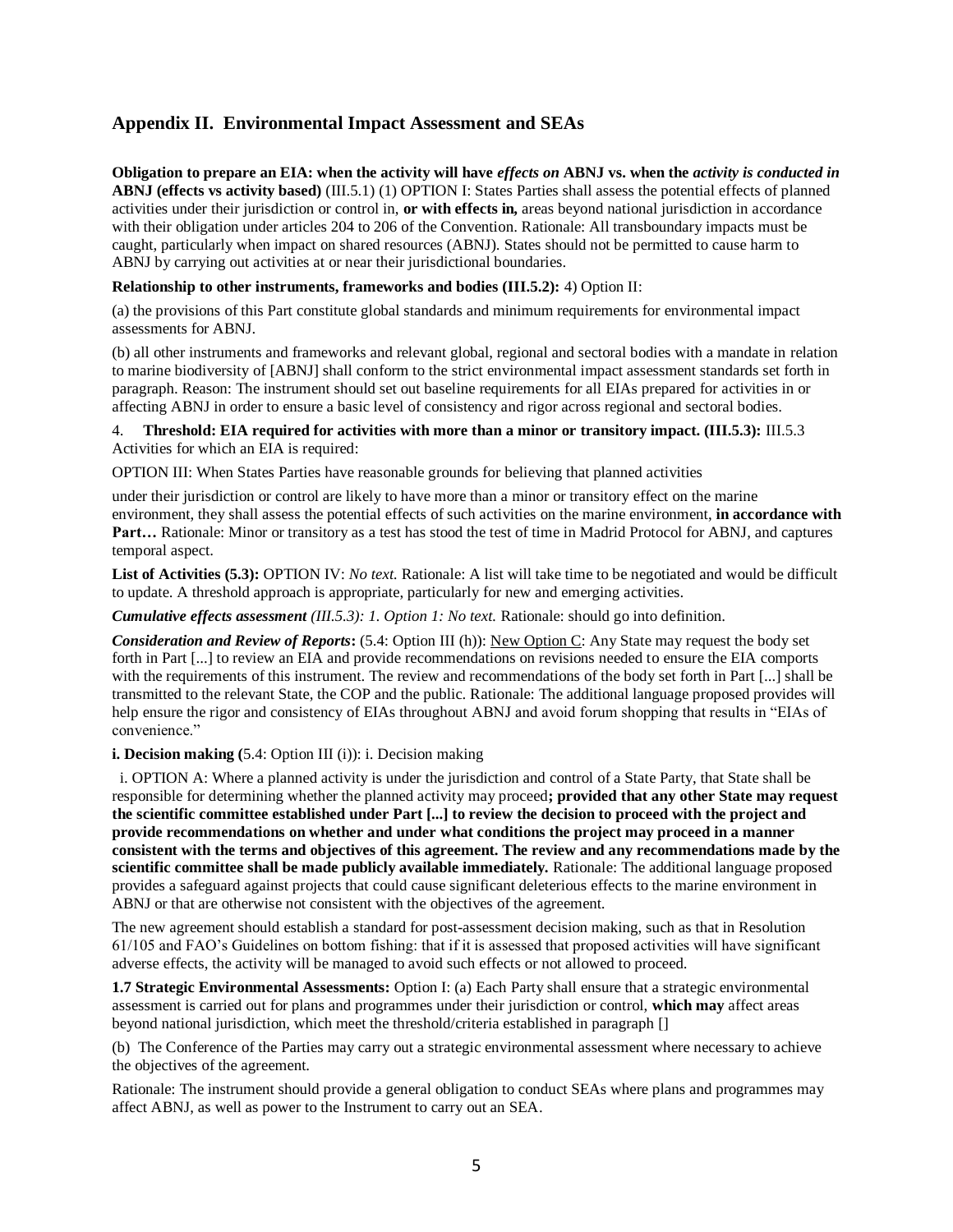## Appendix II. Environmental Impact Assessment and SEAs

**Obligation to prepare an EIA: when the activity will have *effects on* ABNJ vs. when the *activity is conducted in* ABNJ (effects vs activity based)** (III.5.1) (1) OPTION I: States Parties shall assess the potential effects of planned activities under their jurisdiction or control in, **or with effects in,** areas beyond national jurisdiction in accordance with their obligation under articles 204 to 206 of the Convention. Rationale: All transboundary impacts must be caught, particularly when impact on shared resources (ABNJ). States should not be permitted to cause harm to ABNJ by carrying out activities at or near their jurisdictional boundaries.

**Relationship to other instruments, frameworks and bodies (III.5.2):** 4) Option II:

(a) the provisions of this Part constitute global standards and minimum requirements for environmental impact assessments for ABNJ.

(b) all other instruments and frameworks and relevant global, regional and sectoral bodies with a mandate in relation to marine biodiversity of [ABNJ] shall conform to the strict environmental impact assessment standards set forth in paragraph. Reason: The instrument should set out baseline requirements for all EIAs prepared for activities in or affecting ABNJ in order to ensure a basic level of consistency and rigor across regional and sectoral bodies.

4. **Threshold: EIA required for activities with more than a minor or transitory impact. (III.5.3):** III.5.3 Activities for which an EIA is required:

OPTION III: When States Parties have reasonable grounds for believing that planned activities

under their jurisdiction or control are likely to have more than a minor or transitory effect on the marine environment, they shall assess the potential effects of such activities on the marine environment, **in accordance with Part…** Rationale: Minor or transitory as a test has stood the test of time in Madrid Protocol for ABNJ, and captures temporal aspect.

**List of Activities (5.3):** OPTION IV: *No text.* Rationale: A list will take time to be negotiated and would be difficult to update. A threshold approach is appropriate, particularly for new and emerging activities.

***Cumulative effects assessment** (III.5.3): 1. Option 1: No text.* Rationale: should go into definition.

***Consideration and Review of Reports*:** (5.4: Option III (h)): New Option C: Any State may request the body set forth in Part [...] to review an EIA and provide recommendations on revisions needed to ensure the EIA comports with the requirements of this instrument. The review and recommendations of the body set forth in Part [...] shall be transmitted to the relevant State, the COP and the public. Rationale: The additional language proposed provides will help ensure the rigor and consistency of EIAs throughout ABNJ and avoid forum shopping that results in "EIAs of convenience."

**i. Decision making (**5.4: Option III (i)): i. Decision making

i. OPTION A: Where a planned activity is under the jurisdiction and control of a State Party, that State shall be responsible for determining whether the planned activity may proceed**; provided that any other State may request the scientific committee established under Part [...] to review the decision to proceed with the project and provide recommendations on whether and under what conditions the project may proceed in a manner consistent with the terms and objectives of this agreement. The review and any recommendations made by the scientific committee shall be made publicly available immediately.** Rationale: The additional language proposed provides a safeguard against projects that could cause significant deleterious effects to the marine environment in ABNJ or that are otherwise not consistent with the objectives of the agreement.

The new agreement should establish a standard for post-assessment decision making, such as that in Resolution 61/105 and FAO's Guidelines on bottom fishing: that if it is assessed that proposed activities will have significant adverse effects, the activity will be managed to avoid such effects or not allowed to proceed.

**1.7 Strategic Environmental Assessments:** Option I: (a) Each Party shall ensure that a strategic environmental assessment is carried out for plans and programmes under their jurisdiction or control, **which may** affect areas beyond national jurisdiction, which meet the threshold/criteria established in paragraph []

(b) The Conference of the Parties may carry out a strategic environmental assessment where necessary to achieve the objectives of the agreement.

Rationale: The instrument should provide a general obligation to conduct SEAs where plans and programmes may affect ABNJ, as well as power to the Instrument to carry out an SEA.